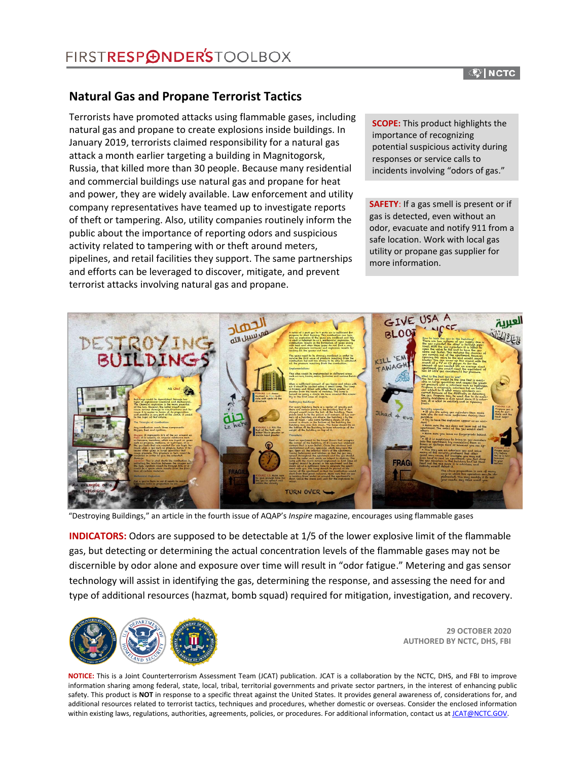# Natural Gas and Propane Terrorist Tactics

Terrorists have promoted attacks using flammable gases, including natural gas and propane to create explosions inside buildings. In January 2019, terrorists claimed responsibility for a natural gas attack a month earlier targeting a building in Magnitogorsk, Russia, that killed more than 30 people. Because many residential and commercial buildings use natural gas and propane for heat and power, they are widely available. Law enforcement and utility company representatives have teamed up to investigate reports of theft or tampering. Also, utility companies routinely inform the public about the importance of reporting odors and suspicious activity related to tampering with or theft around meters, pipelines, and retail facilities they support. The same partnerships and efforts can be leveraged to discover, mitigate, and prevent terrorist attacks involving natural gas and propane.

**SCOPE:** This product highlights the importance of recognizing potential suspicious activity during responses or service calls to incidents involving "odors of gas."

**SAFETY**: If a gas smell is present or if gas is detected, even without an odor, evacuate and notify 911 from a safe location. Work with local gas utility or propane gas supplier for more information.

"Destroying Buildings," an article in the fourth issue of AQAP's *Inspire* magazine, encourages using flammable gases

**INDICATORS:** Odors are supposed to be detectable at 1/5 of the lower explosive limit of the flammable gas, but detecting or determining the actual concentration levels of the flammable gases may not be discernible by odor alone and exposure over time will result in "odor fatigue." Metering and gas sensor technology will assist in identifying the gas, determining the response, and assessing the need for and type of additional resources (hazmat, bomb squad) required for mitigation, investigation, and recovery.

29 OCTOBER 2020
AUTHORED BY NCTC, DHS, FBI

**NOTICE:** This is a Joint Counterterrorism Assessment Team (JCAT) publication. JCAT is a collaboration by the NCTC, DHS, and FBI to improve information sharing among federal, state, local, tribal, territorial governments and private sector partners, in the interest of enhancing public safety. This product is **NOT** in response to a specific threat against the United States. It provides general awareness of, considerations for, and additional resources related to terrorist tactics, techniques and procedures, whether domestic or overseas. Consider the enclosed information within existing laws, regulations, authorities, agreements, policies, or procedures. For additional information, contact us at JCAT@NCTC.GOV.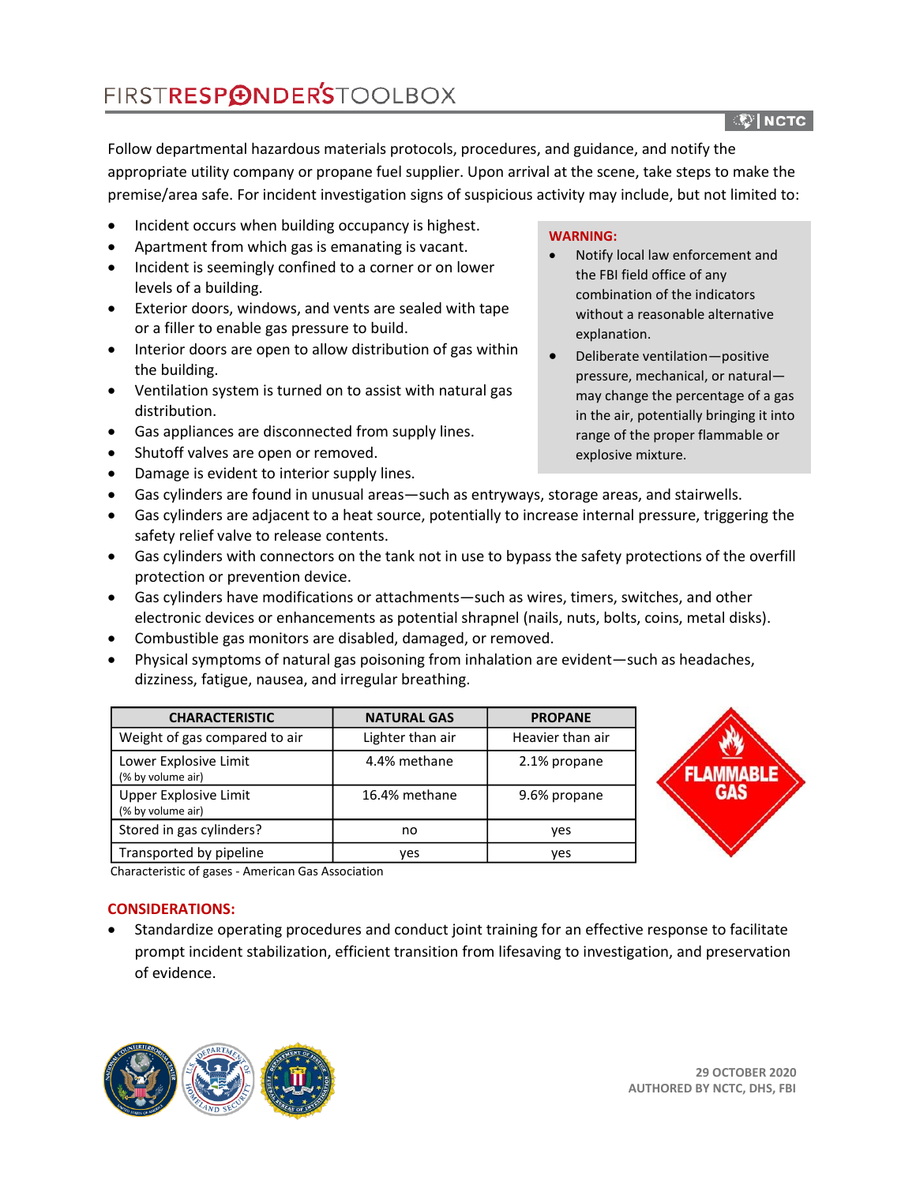Follow departmental hazardous materials protocols, procedures, and guidance, and notify the appropriate utility company or propane fuel supplier. Upon arrival at the scene, take steps to make the premise/area safe. For incident investigation signs of suspicious activity may include, but not limited to:

- Incident occurs when building occupancy is highest.
- Apartment from which gas is emanating is vacant.
- Incident is seemingly confined to a corner or on lower levels of a building.
- Exterior doors, windows, and vents are sealed with tape or a filler to enable gas pressure to build.
- Interior doors are open to allow distribution of gas within the building.
- Ventilation system is turned on to assist with natural gas distribution.
- Gas appliances are disconnected from supply lines.
- Shutoff valves are open or removed.
- Damage is evident to interior supply lines.
- Gas cylinders are found in unusual areas—such as entryways, storage areas, and stairwells.
- Gas cylinders are adjacent to a heat source, potentially to increase internal pressure, triggering the safety relief valve to release contents.
- Gas cylinders with connectors on the tank not in use to bypass the safety protections of the overfill protection or prevention device.
- Gas cylinders have modifications or attachments—such as wires, timers, switches, and other electronic devices or enhancements as potential shrapnel (nails, nuts, bolts, coins, metal disks).
- Combustible gas monitors are disabled, damaged, or removed.
- Physical symptoms of natural gas poisoning from inhalation are evident—such as headaches, dizziness, fatigue, nausea, and irregular breathing.

**WARNING:**

- Notify local law enforcement and the FBI field office of any combination of the indicators without a reasonable alternative explanation.
- Deliberate ventilation—positive pressure, mechanical, or natural—may change the percentage of a gas in the air, potentially bringing it into range of the proper flammable or explosive mixture.

| CHARACTERISTIC | NATURAL GAS | PROPANE |
|---|---|---|
| Weight of gas compared to air | Lighter than air | Heavier than air |
| Lower Explosive Limit (% by volume air) | 4.4% methane | 2.1% propane |
| Upper Explosive Limit (% by volume air) | 16.4% methane | 9.6% propane |
| Stored in gas cylinders? | no | yes |
| Transported by pipeline | yes | yes |

Characteristic of gases - American Gas Association

FLAMMABLE GAS

**CONSIDERATIONS:**

- Standardize operating procedures and conduct joint training for an effective response to facilitate prompt incident stabilization, efficient transition from lifesaving to investigation, and preservation of evidence.

29 OCTOBER 2020
AUTHORED BY NCTC, DHS, FBI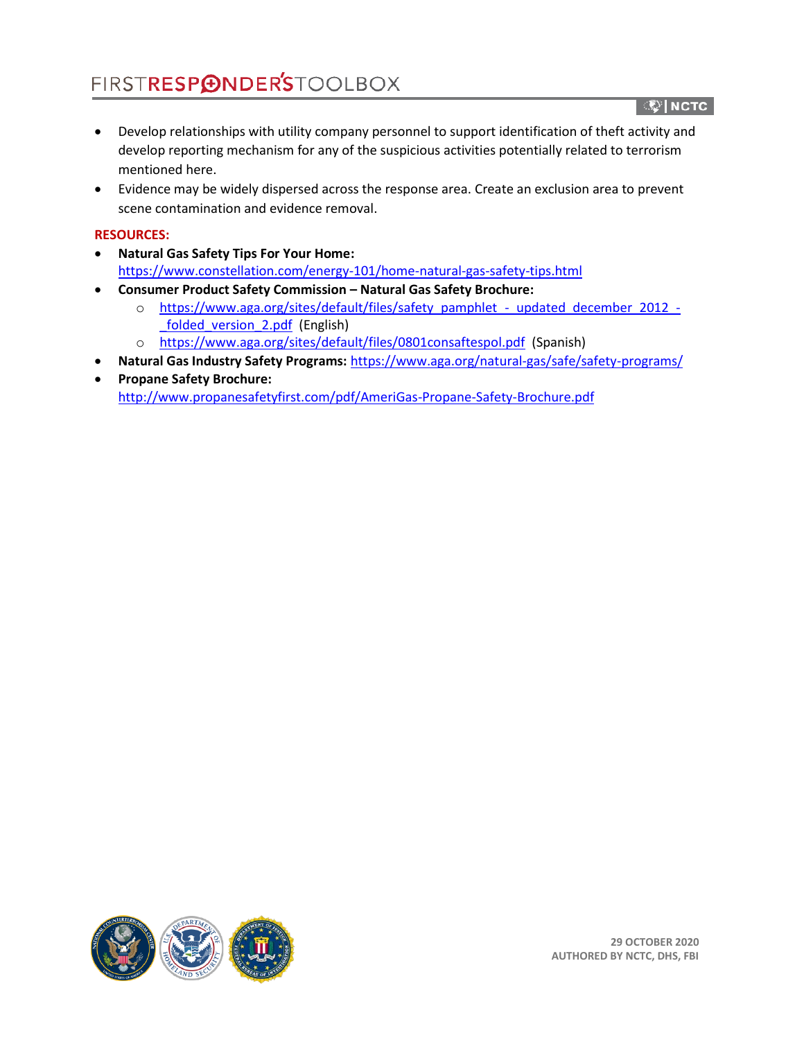- Develop relationships with utility company personnel to support identification of theft activity and develop reporting mechanism for any of the suspicious activities potentially related to terrorism mentioned here.
- Evidence may be widely dispersed across the response area. Create an exclusion area to prevent scene contamination and evidence removal.

**RESOURCES:**

- **Natural Gas Safety Tips For Your Home:** https://www.constellation.com/energy-101/home-natural-gas-safety-tips.html
- **Consumer Product Safety Commission – Natural Gas Safety Brochure:**
  - https://www.aga.org/sites/default/files/safety_pamphlet_-_updated_december_2012_-_folded_version_2.pdf (English)
  - https://www.aga.org/sites/default/files/0801consaftespol.pdf (Spanish)
- **Natural Gas Industry Safety Programs:** https://www.aga.org/natural-gas/safe/safety-programs/
- **Propane Safety Brochure:** http://www.propanesafetyfirst.com/pdf/AmeriGas-Propane-Safety-Brochure.pdf

29 OCTOBER 2020
AUTHORED BY NCTC, DHS, FBI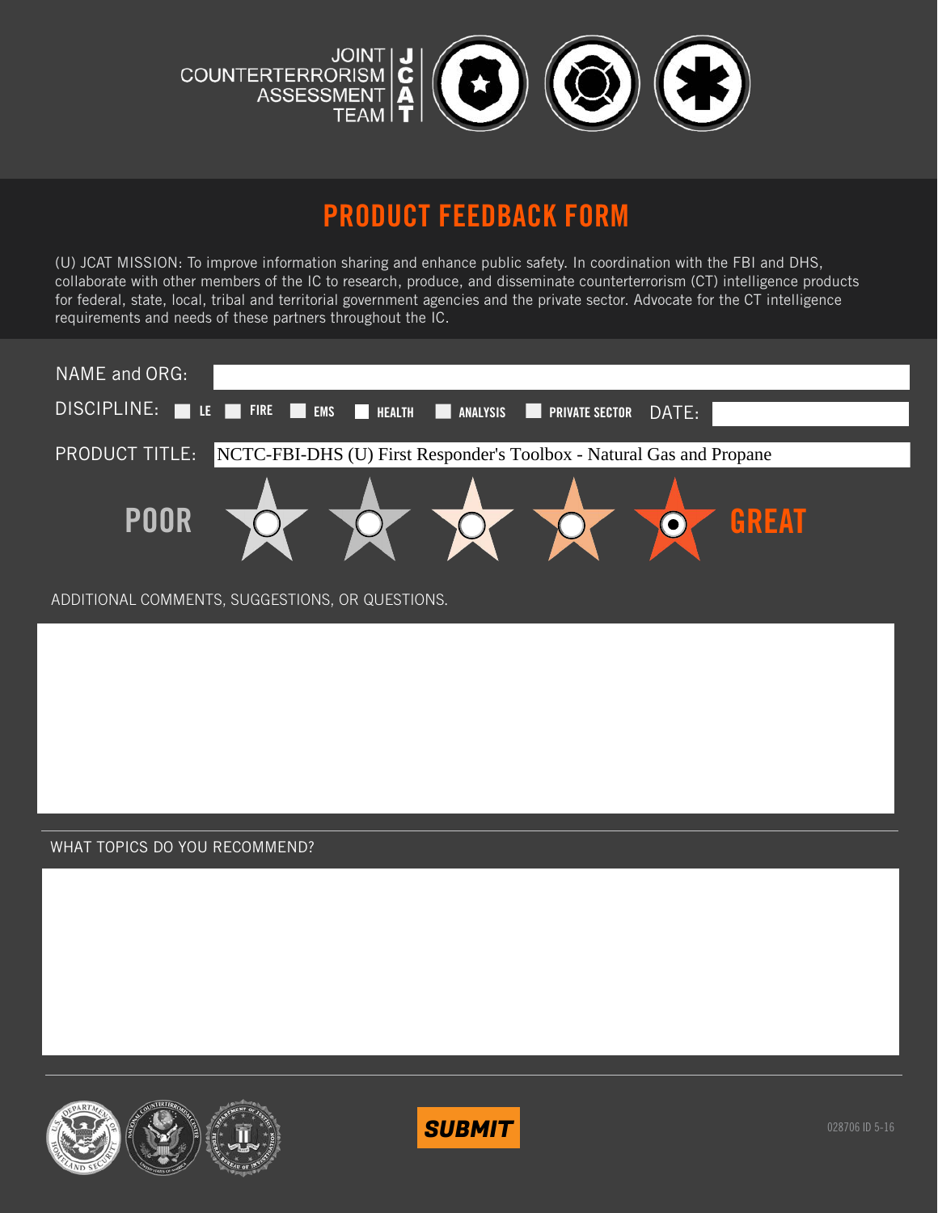JOINT COUNTERTERRORISM ASSESSMENT TEAM

JCAT

# PRODUCT FEEDBACK FORM

(U) JCAT MISSION: To improve information sharing and enhance public safety. In coordination with the FBI and DHS, collaborate with other members of the IC to research, produce, and disseminate counterterrorism (CT) intelligence products for federal, state, local, tribal and territorial government agencies and the private sector. Advocate for the CT intelligence requirements and needs of these partners throughout the IC.

NAME and ORG:

DISCIPLINE: LE FIRE EMS HEALTH ANALYSIS PRIVATE SECTOR DATE:

PRODUCT TITLE: NCTC-FBI-DHS (U) First Responder's Toolbox - Natural Gas and Propane

POOR GREAT

ADDITIONAL COMMENTS, SUGGESTIONS, OR QUESTIONS.

WHAT TOPICS DO YOU RECOMMEND?

SUBMIT

028706 ID 5-16